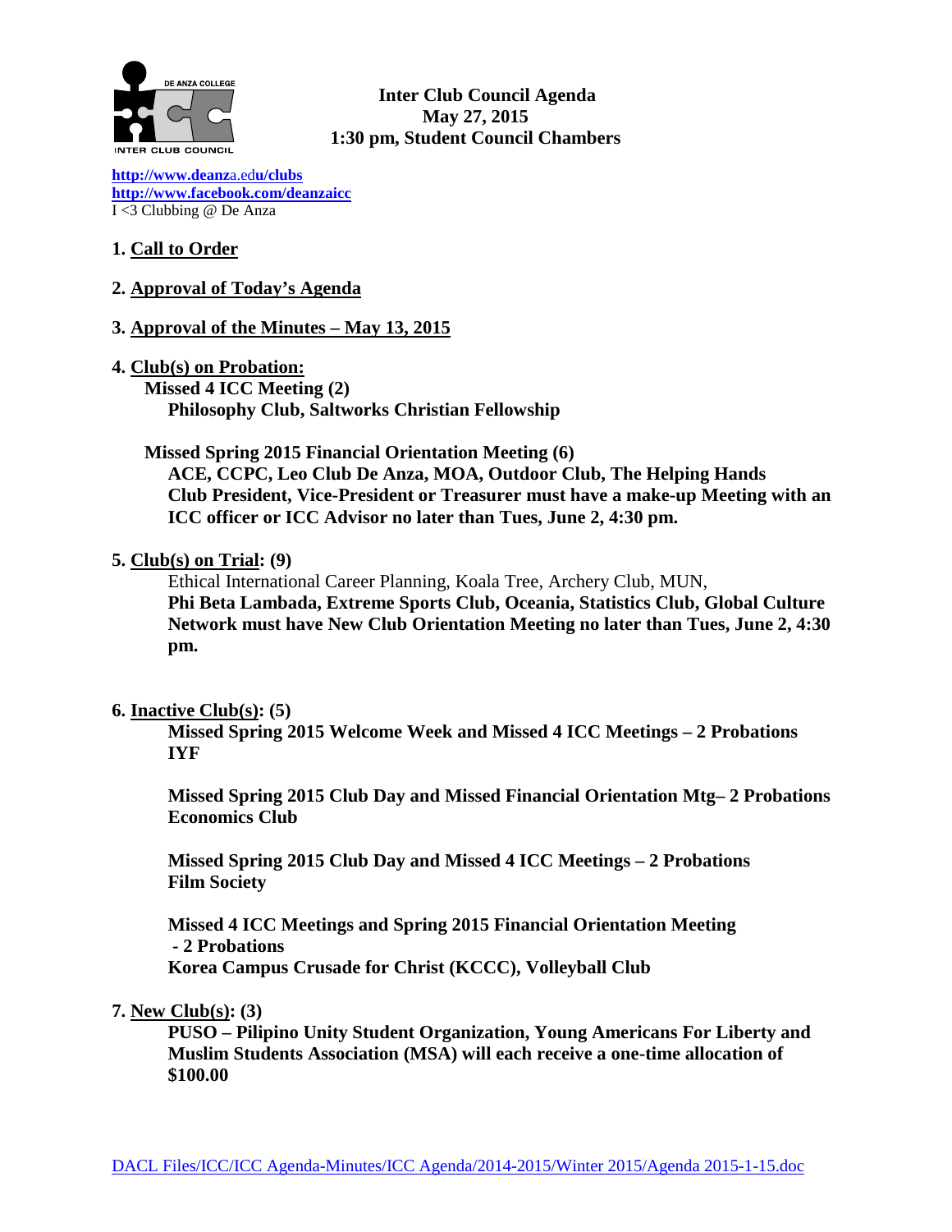# Inter Club Council Agenda
## May 27, 2015
## 1:30 pm, Student Council Chambers

http://www.deanza.edu/clubs
http://www.facebook.com/deanzaicc
I <3 Clubbing @ De Anza

1. **Call to Order**

2. **Approval of Today's Agenda**

3. **Approval of the Minutes – May 13, 2015**

4. **Club(s) on Probation:**

   **Missed 4 ICC Meeting (2)**
   **Philosophy Club, Saltworks Christian Fellowship**

   **Missed Spring 2015 Financial Orientation Meeting (6)**
   **ACE, CCPC, Leo Club De Anza, MOA, Outdoor Club, The Helping Hands**
   **Club President, Vice-President or Treasurer must have a make-up Meeting with an ICC officer or ICC Advisor no later than Tues, June 2, 4:30 pm.**

5. **Club(s) on Trial: (9)**

   Ethical International Career Planning, Koala Tree, Archery Club, MUN,
   **Phi Beta Lambada, Extreme Sports Club, Oceania, Statistics Club, Global Culture Network must have New Club Orientation Meeting no later than Tues, June 2, 4:30 pm.**

6. **Inactive Club(s): (5)**

   **Missed Spring 2015 Welcome Week and Missed 4 ICC Meetings – 2 Probations**
   **IYF**

   **Missed Spring 2015 Club Day and Missed Financial Orientation Mtg– 2 Probations**
   **Economics Club**

   **Missed Spring 2015 Club Day and Missed 4 ICC Meetings – 2 Probations**
   **Film Society**

   **Missed 4 ICC Meetings and Spring 2015 Financial Orientation Meeting - 2 Probations**
   **Korea Campus Crusade for Christ (KCCC), Volleyball Club**

7. **New Club(s): (3)**

   **PUSO – Pilipino Unity Student Organization, Young Americans For Liberty and Muslim Students Association (MSA) will each receive a one-time allocation of $100.00**

DACL Files/ICC/ICC Agenda-Minutes/ICC Agenda/2014-2015/Winter 2015/Agenda 2015-1-15.doc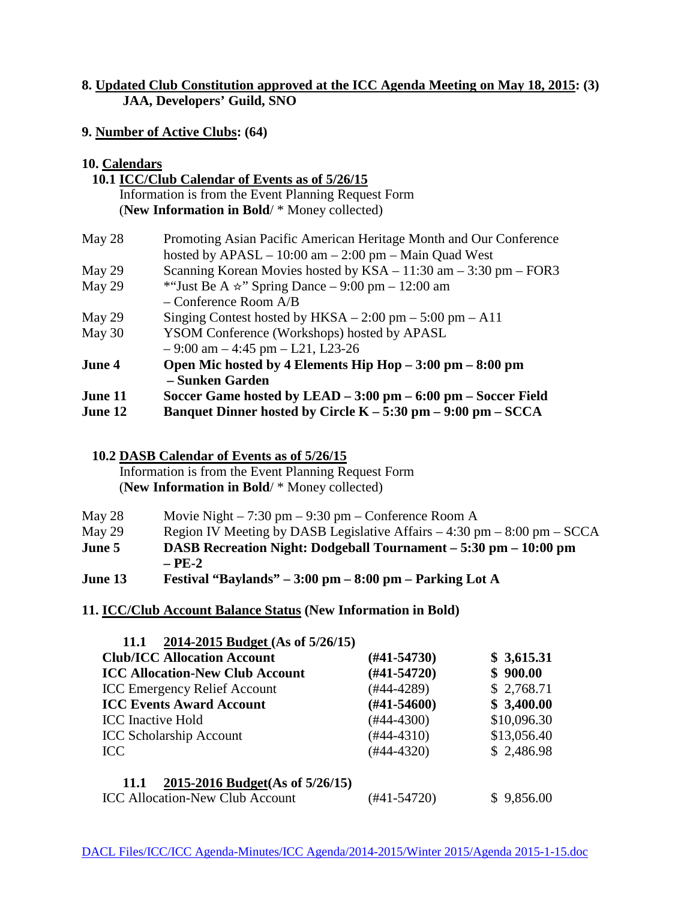**8. <u>Updated Club Constitution approved at the ICC Agenda Meeting on May 18, 2015</u>: (3)**
**JAA, Developers' Guild, SNO**

**9. <u>Number of Active Clubs</u>: (64)**

**10. <u>Calendars</u>**

**10.1 <u>ICC/Club Calendar of Events as of 5/26/15</u>**
Information is from the Event Planning Request Form
(**New Information in Bold**/ * Money collected)

| | |
|---|---|
| May 28 | Promoting Asian Pacific American Heritage Month and Our Conference hosted by APASL – 10:00 am – 2:00 pm – Main Quad West |
| May 29 | Scanning Korean Movies hosted by KSA – 11:30 am – 3:30 pm – FOR3 |
| May 29 | *"Just Be A ☆" Spring Dance – 9:00 pm – 12:00 am – Conference Room A/B |
| May 29 | Singing Contest hosted by HKSA – 2:00 pm – 5:00 pm – A11 |
| May 30 | YSOM Conference (Workshops) hosted by APASL – 9:00 am – 4:45 pm – L21, L23-26 |
| **June 4** | **Open Mic hosted by 4 Elements Hip Hop – 3:00 pm – 8:00 pm – Sunken Garden** |
| **June 11** | **Soccer Game hosted by LEAD – 3:00 pm – 6:00 pm – Soccer Field** |
| **June 12** | **Banquet Dinner hosted by Circle K – 5:30 pm – 9:00 pm – SCCA** |

**10.2 <u>DASB Calendar of Events as of 5/26/15</u>**
Information is from the Event Planning Request Form
(**New Information in Bold**/ * Money collected)

| | |
|---|---|
| May 28 | Movie Night – 7:30 pm – 9:30 pm – Conference Room A |
| May 29 | Region IV Meeting by DASB Legislative Affairs – 4:30 pm – 8:00 pm – SCCA |
| **June 5** | **DASB Recreation Night: Dodgeball Tournament – 5:30 pm – 10:00 pm – PE-2** |
| **June 13** | **Festival "Baylands" – 3:00 pm – 8:00 pm – Parking Lot A** |

**11. <u>ICC/Club Account Balance Status</u> (New Information in Bold)**

**11.1 <u>2014-2015 Budget</u> (As of 5/26/15)**

| | | |
|---|---|---|
| **Club/ICC Allocation Account** | **(#41-54730)** | **$ 3,615.31** |
| **ICC Allocation-New Club Account** | **(#41-54720)** | **$ 900.00** |
| ICC Emergency Relief Account | (#44-4289) | $ 2,768.71 |
| **ICC Events Award Account** | **(#41-54600)** | **$ 3,400.00** |
| ICC Inactive Hold | (#44-4300) | $10,096.30 |
| ICC Scholarship Account | (#44-4310) | $13,056.40 |
| ICC | (#44-4320) | $ 2,486.98 |

**11.1 <u>2015-2016 Budget</u>(As of 5/26/15)**

| | | |
|---|---|---|
| ICC Allocation-New Club Account | (#41-54720) | $ 9,856.00 |

DACL Files/ICC/ICC Agenda-Minutes/ICC Agenda/2014-2015/Winter 2015/Agenda 2015-1-15.doc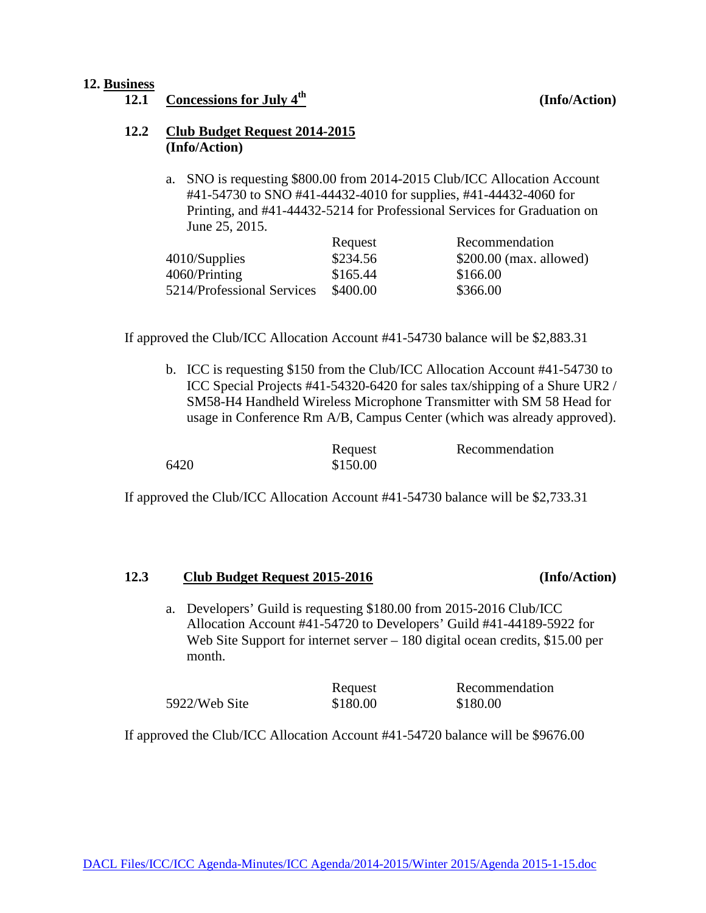## 12. Business

### 12.1 Concessions for July 4th (Info/Action)

### 12.2 Club Budget Request 2014-2015 (Info/Action)

a. SNO is requesting $800.00 from 2014-2015 Club/ICC Allocation Account #41-54730 to SNO #41-44432-4010 for supplies, #41-44432-4060 for Printing, and #41-44432-5214 for Professional Services for Graduation on June 25, 2015.

| | Request | Recommendation |
|---|---|---|
| 4010/Supplies | $234.56 | $200.00 (max. allowed) |
| 4060/Printing | $165.44 | $166.00 |
| 5214/Professional Services | $400.00 | $366.00 |

If approved the Club/ICC Allocation Account #41-54730 balance will be $2,883.31

b. ICC is requesting $150 from the Club/ICC Allocation Account #41-54730 to ICC Special Projects #41-54320-6420 for sales tax/shipping of a Shure UR2 / SM58-H4 Handheld Wireless Microphone Transmitter with SM 58 Head for usage in Conference Rm A/B, Campus Center (which was already approved).

| | Request | Recommendation |
|---|---|---|
| 6420 | $150.00 | |

If approved the Club/ICC Allocation Account #41-54730 balance will be $2,733.31

### 12.3 Club Budget Request 2015-2016 (Info/Action)

a. Developers' Guild is requesting $180.00 from 2015-2016 Club/ICC Allocation Account #41-54720 to Developers' Guild #41-44189-5922 for Web Site Support for internet server – 180 digital ocean credits, $15.00 per month.

| | Request | Recommendation |
|---|---|---|
| 5922/Web Site | $180.00 | $180.00 |

If approved the Club/ICC Allocation Account #41-54720 balance will be $9676.00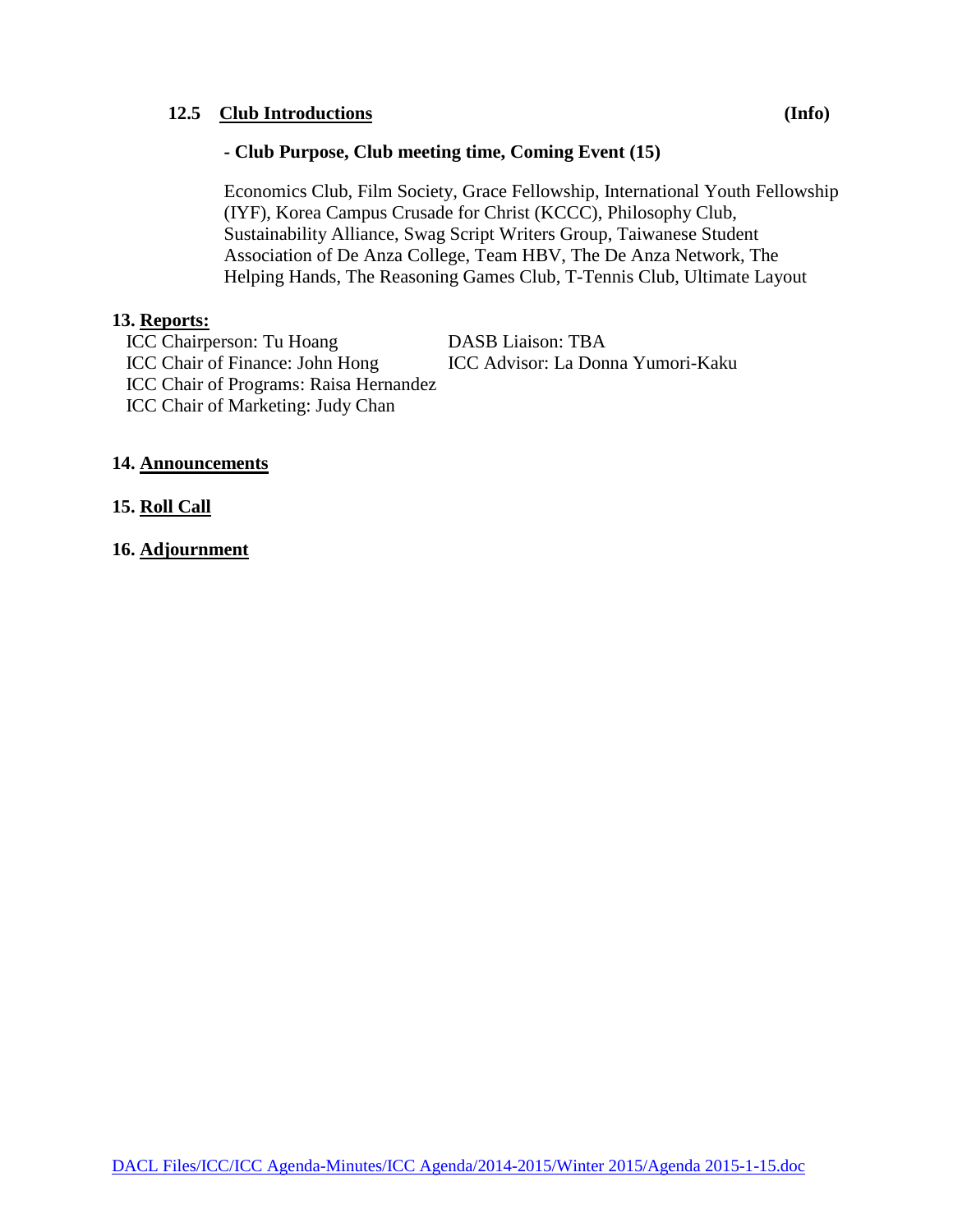### 12.5 Club Introductions (Info)

**- Club Purpose, Club meeting time, Coming Event (15)**

Economics Club, Film Society, Grace Fellowship, International Youth Fellowship (IYF), Korea Campus Crusade for Christ (KCCC), Philosophy Club, Sustainability Alliance, Swag Script Writers Group, Taiwanese Student Association of De Anza College, Team HBV, The De Anza Network, The Helping Hands, The Reasoning Games Club, T-Tennis Club, Ultimate Layout

## 13. Reports:

ICC Chairperson: Tu Hoang
ICC Chair of Finance: John Hong
ICC Chair of Programs: Raisa Hernandez
ICC Chair of Marketing: Judy Chan
DASB Liaison: TBA
ICC Advisor: La Donna Yumori-Kaku

## 14. Announcements

## 15. Roll Call

## 16. Adjournment

DACL Files/ICC/ICC Agenda-Minutes/ICC Agenda/2014-2015/Winter 2015/Agenda 2015-1-15.doc